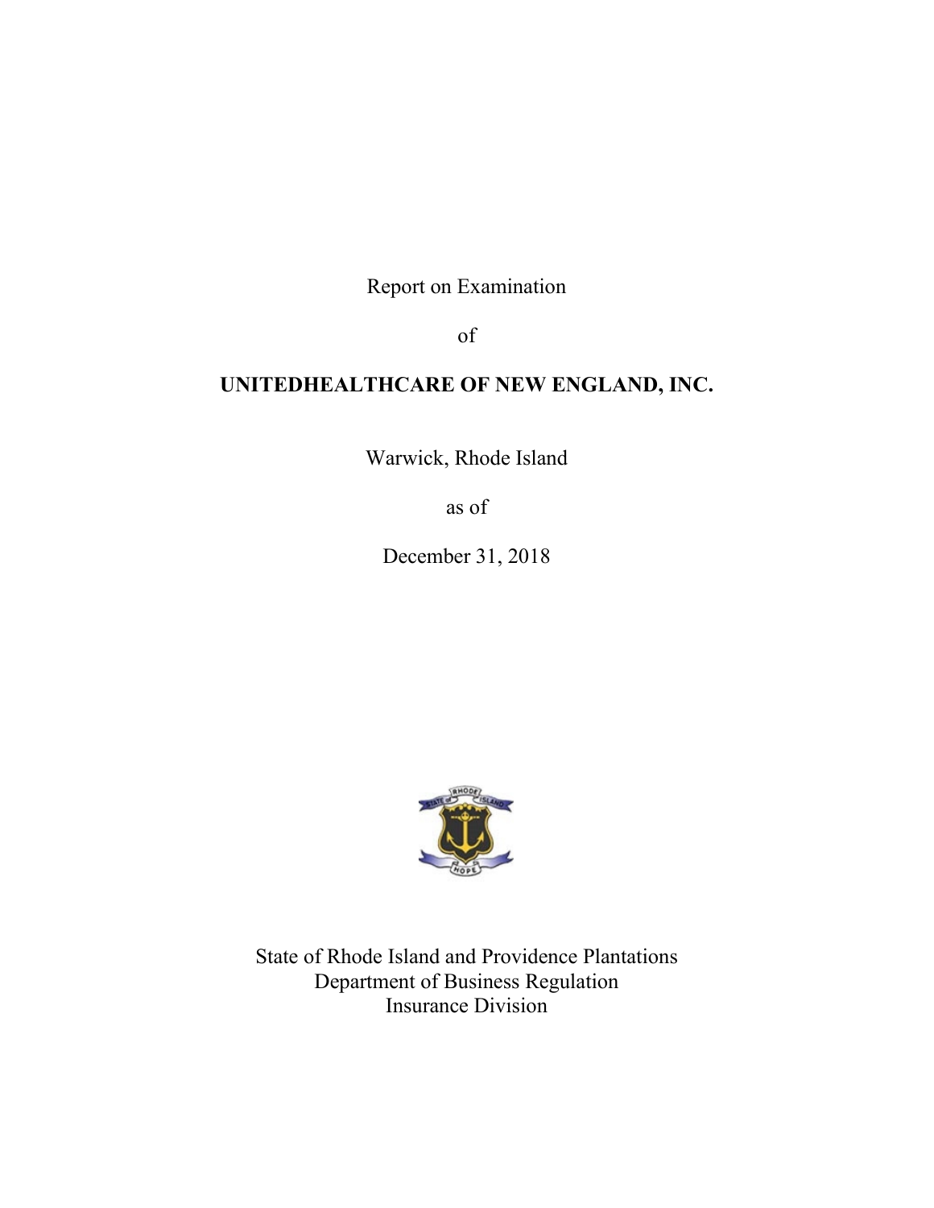Report on Examination

of

**UNITEDHEALTHCARE OF NEW ENGLAND, INC.**

Warwick, Rhode Island

as of

December 31, 2018

State of Rhode Island and Providence Plantations
Department of Business Regulation
Insurance Division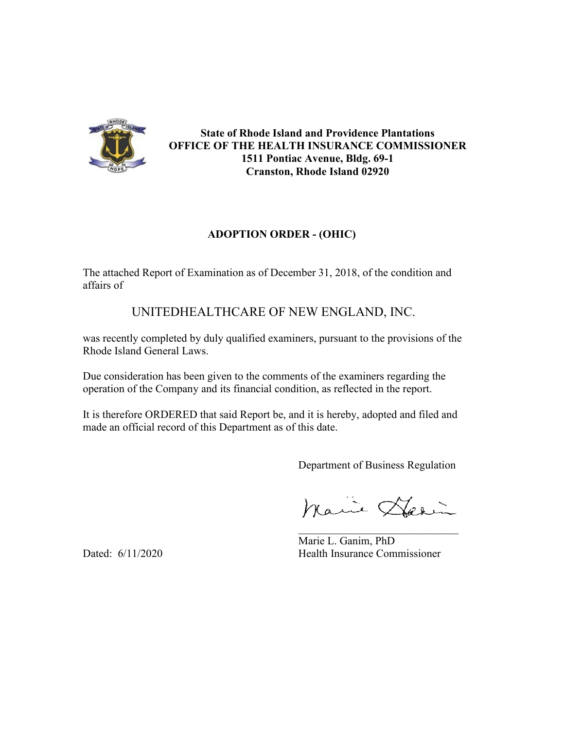**State of Rhode Island and Providence Plantations**
**OFFICE OF THE HEALTH INSURANCE COMMISSIONER**
**1511 Pontiac Avenue, Bldg. 69-1**
**Cranston, Rhode Island 02920**

## ADOPTION ORDER - (OHIC)

The attached Report of Examination as of December 31, 2018, of the condition and affairs of

UNITEDHEALTHCARE OF NEW ENGLAND, INC.

was recently completed by duly qualified examiners, pursuant to the provisions of the Rhode Island General Laws.

Due consideration has been given to the comments of the examiners regarding the operation of the Company and its financial condition, as reflected in the report.

It is therefore ORDERED that said Report be, and it is hereby, adopted and filed and made an official record of this Department as of this date.

Department of Business Regulation

Marie L. Ganim, PhD
Health Insurance Commissioner

Dated: 6/11/2020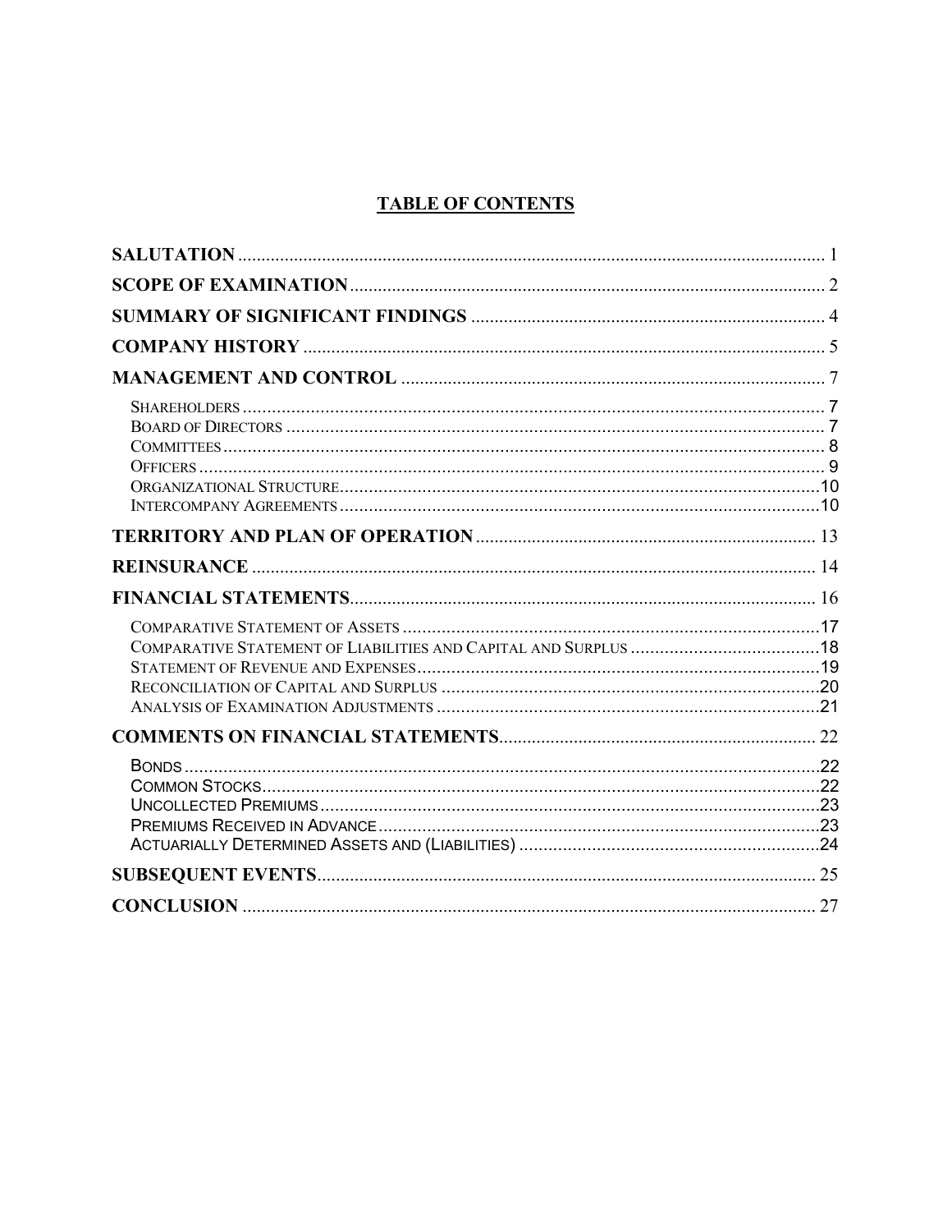# TABLE OF CONTENTS

**SALUTATION** ... 1

**SCOPE OF EXAMINATION** ... 2

**SUMMARY OF SIGNIFICANT FINDINGS** ... 4

**COMPANY HISTORY** ... 5

**MANAGEMENT AND CONTROL** ... 7

- Shareholders ... 7
- Board of Directors ... 7
- Committees ... 8
- Officers ... 9
- Organizational Structure ... 10
- Intercompany Agreements ... 10

**TERRITORY AND PLAN OF OPERATION** ... 13

**REINSURANCE** ... 14

**FINANCIAL STATEMENTS** ... 16

- Comparative Statement of Assets ... 17
- Comparative Statement of Liabilities and Capital and Surplus ... 18
- Statement of Revenue and Expenses ... 19
- Reconciliation of Capital and Surplus ... 20
- Analysis of Examination Adjustments ... 21

**COMMENTS ON FINANCIAL STATEMENTS** ... 22

- Bonds ... 22
- Common Stocks ... 22
- Uncollected Premiums ... 23
- Premiums Received in Advance ... 23
- Actuarially Determined Assets and (Liabilities) ... 24

**SUBSEQUENT EVENTS** ... 25

**CONCLUSION** ... 27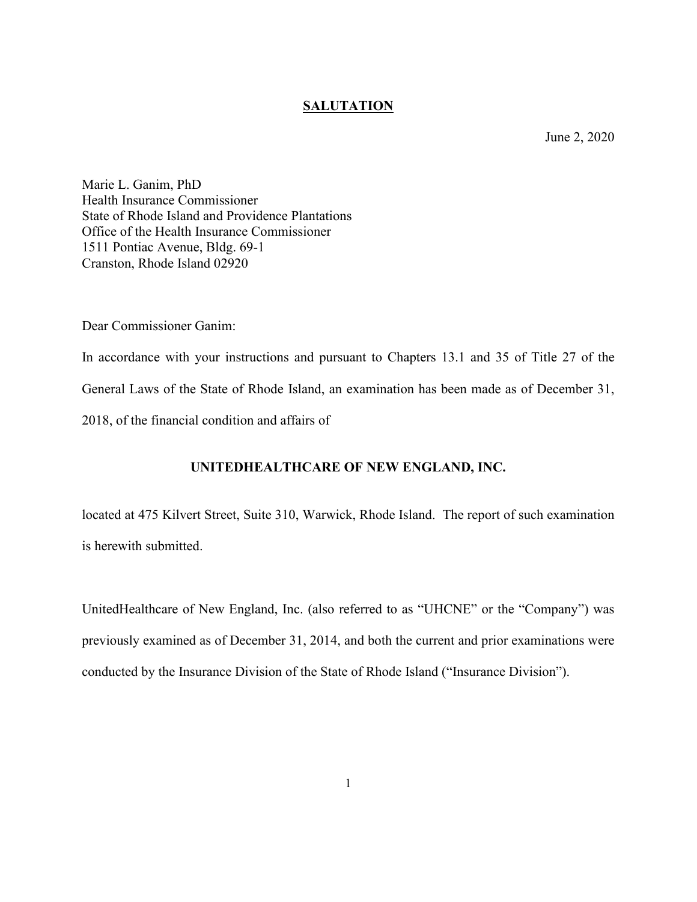## SALUTATION

June 2, 2020

Marie L. Ganim, PhD
Health Insurance Commissioner
State of Rhode Island and Providence Plantations
Office of the Health Insurance Commissioner
1511 Pontiac Avenue, Bldg. 69-1
Cranston, Rhode Island 02920

Dear Commissioner Ganim:

In accordance with your instructions and pursuant to Chapters 13.1 and 35 of Title 27 of the General Laws of the State of Rhode Island, an examination has been made as of December 31, 2018, of the financial condition and affairs of

**UNITEDHEALTHCARE OF NEW ENGLAND, INC.**

located at 475 Kilvert Street, Suite 310, Warwick, Rhode Island. The report of such examination is herewith submitted.

UnitedHealthcare of New England, Inc. (also referred to as "UHCNE" or the "Company") was previously examined as of December 31, 2014, and both the current and prior examinations were conducted by the Insurance Division of the State of Rhode Island ("Insurance Division").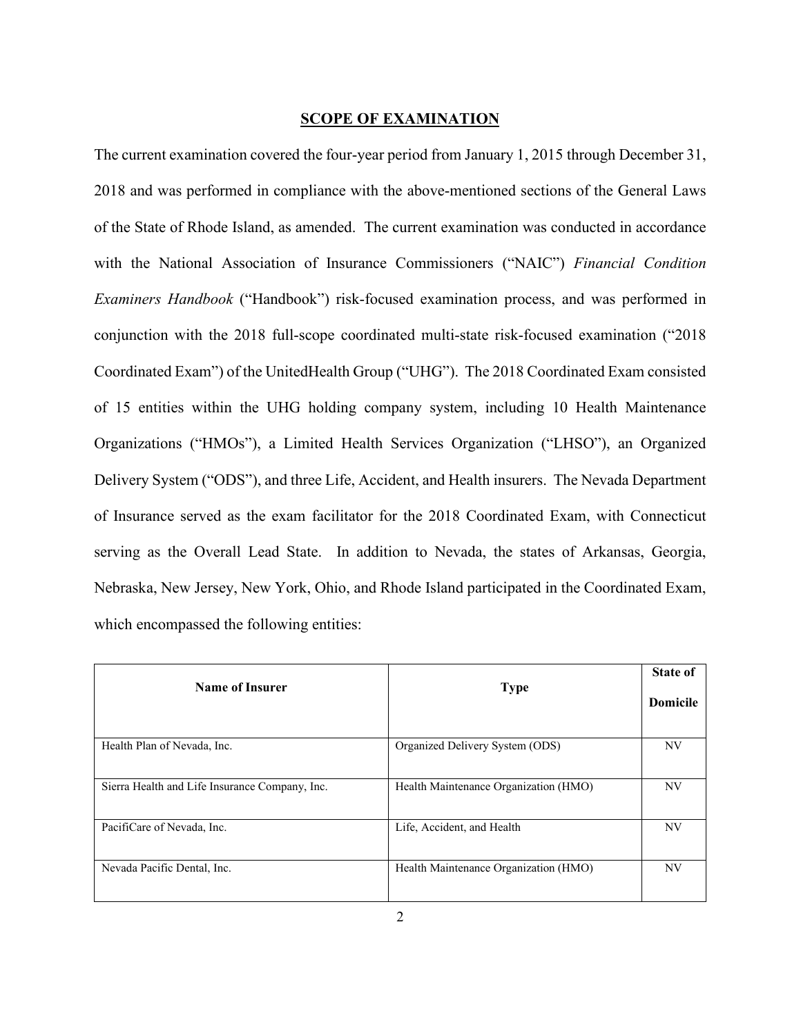## SCOPE OF EXAMINATION

The current examination covered the four-year period from January 1, 2015 through December 31, 2018 and was performed in compliance with the above-mentioned sections of the General Laws of the State of Rhode Island, as amended. The current examination was conducted in accordance with the National Association of Insurance Commissioners ("NAIC") *Financial Condition Examiners Handbook* ("Handbook") risk-focused examination process, and was performed in conjunction with the 2018 full-scope coordinated multi-state risk-focused examination ("2018 Coordinated Exam") of the UnitedHealth Group ("UHG"). The 2018 Coordinated Exam consisted of 15 entities within the UHG holding company system, including 10 Health Maintenance Organizations ("HMOs"), a Limited Health Services Organization ("LHSO"), an Organized Delivery System ("ODS"), and three Life, Accident, and Health insurers. The Nevada Department of Insurance served as the exam facilitator for the 2018 Coordinated Exam, with Connecticut serving as the Overall Lead State. In addition to Nevada, the states of Arkansas, Georgia, Nebraska, New Jersey, New York, Ohio, and Rhode Island participated in the Coordinated Exam, which encompassed the following entities:

| Name of Insurer | Type | State of Domicile |
|---|---|---|
| Health Plan of Nevada, Inc. | Organized Delivery System (ODS) | NV |
| Sierra Health and Life Insurance Company, Inc. | Health Maintenance Organization (HMO) | NV |
| PacifiCare of Nevada, Inc. | Life, Accident, and Health | NV |
| Nevada Pacific Dental, Inc. | Health Maintenance Organization (HMO) | NV |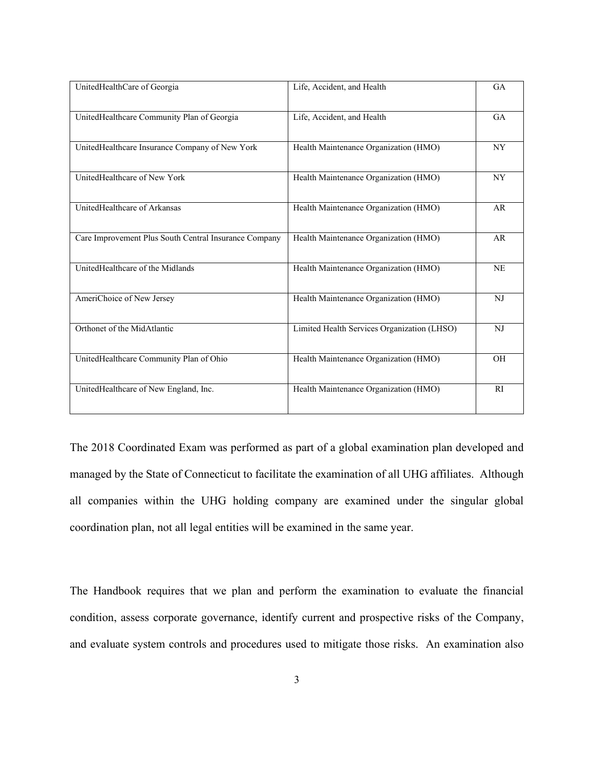| UnitedHealthCare of Georgia | Life, Accident, and Health | GA |
|---|---|---|
| UnitedHealthcare Community Plan of Georgia | Life, Accident, and Health | GA |
| UnitedHealthcare Insurance Company of New York | Health Maintenance Organization (HMO) | NY |
| UnitedHealthcare of New York | Health Maintenance Organization (HMO) | NY |
| UnitedHealthcare of Arkansas | Health Maintenance Organization (HMO) | AR |
| Care Improvement Plus South Central Insurance Company | Health Maintenance Organization (HMO) | AR |
| UnitedHealthcare of the Midlands | Health Maintenance Organization (HMO) | NE |
| AmeriChoice of New Jersey | Health Maintenance Organization (HMO) | NJ |
| Orthonet of the MidAtlantic | Limited Health Services Organization (LHSO) | NJ |
| UnitedHealthcare Community Plan of Ohio | Health Maintenance Organization (HMO) | OH |
| UnitedHealthcare of New England, Inc. | Health Maintenance Organization (HMO) | RI |

The 2018 Coordinated Exam was performed as part of a global examination plan developed and managed by the State of Connecticut to facilitate the examination of all UHG affiliates. Although all companies within the UHG holding company are examined under the singular global coordination plan, not all legal entities will be examined in the same year.

The Handbook requires that we plan and perform the examination to evaluate the financial condition, assess corporate governance, identify current and prospective risks of the Company, and evaluate system controls and procedures used to mitigate those risks. An examination also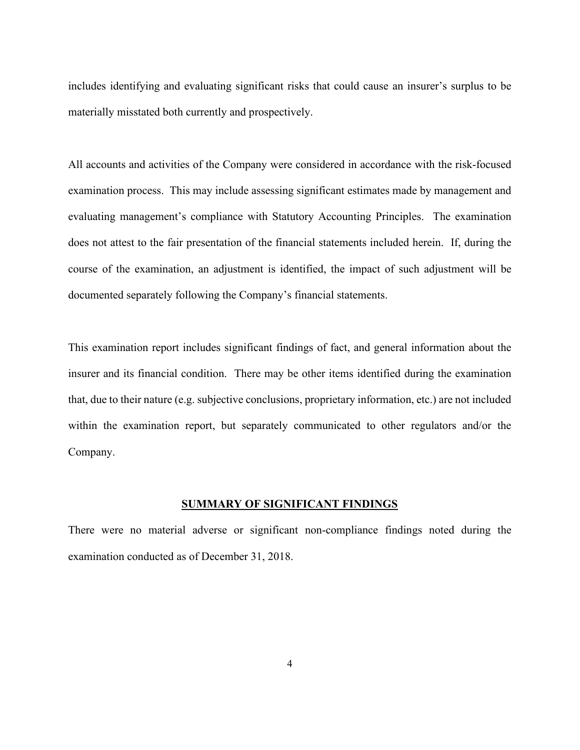includes identifying and evaluating significant risks that could cause an insurer's surplus to be materially misstated both currently and prospectively.

All accounts and activities of the Company were considered in accordance with the risk-focused examination process. This may include assessing significant estimates made by management and evaluating management's compliance with Statutory Accounting Principles. The examination does not attest to the fair presentation of the financial statements included herein. If, during the course of the examination, an adjustment is identified, the impact of such adjustment will be documented separately following the Company's financial statements.

This examination report includes significant findings of fact, and general information about the insurer and its financial condition. There may be other items identified during the examination that, due to their nature (e.g. subjective conclusions, proprietary information, etc.) are not included within the examination report, but separately communicated to other regulators and/or the Company.

## SUMMARY OF SIGNIFICANT FINDINGS

There were no material adverse or significant non-compliance findings noted during the examination conducted as of December 31, 2018.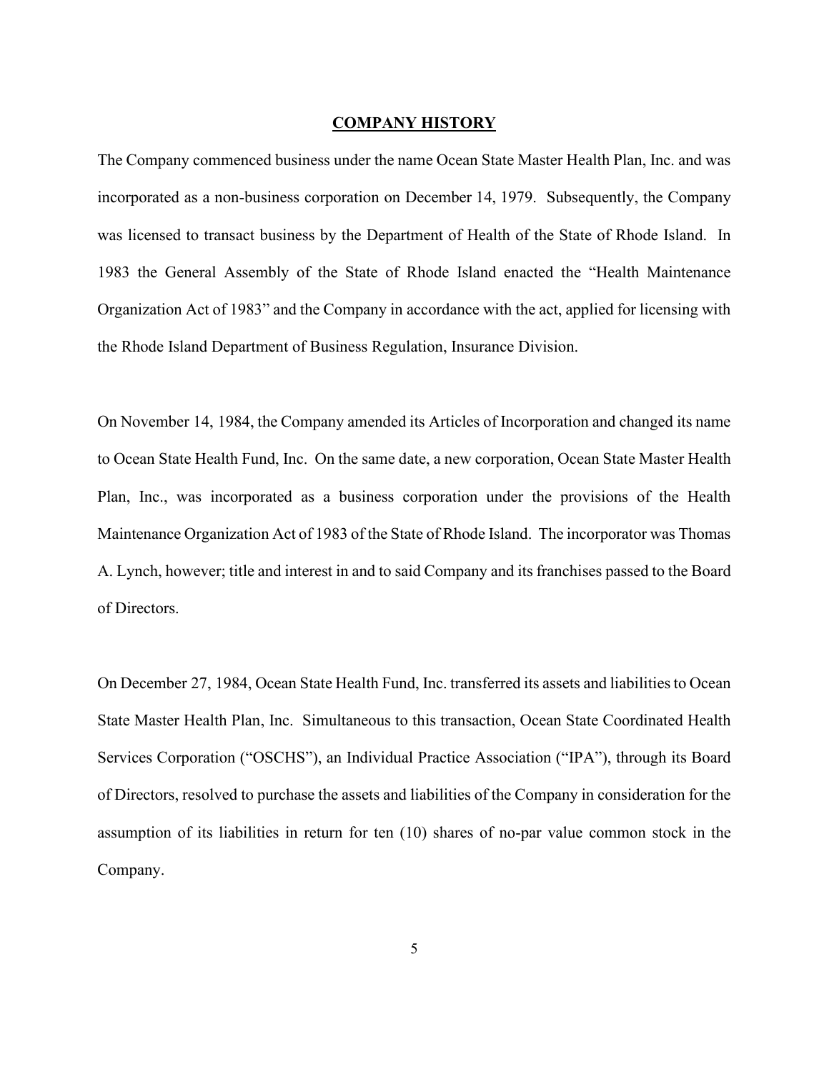## COMPANY HISTORY

The Company commenced business under the name Ocean State Master Health Plan, Inc. and was incorporated as a non-business corporation on December 14, 1979. Subsequently, the Company was licensed to transact business by the Department of Health of the State of Rhode Island. In 1983 the General Assembly of the State of Rhode Island enacted the "Health Maintenance Organization Act of 1983" and the Company in accordance with the act, applied for licensing with the Rhode Island Department of Business Regulation, Insurance Division.

On November 14, 1984, the Company amended its Articles of Incorporation and changed its name to Ocean State Health Fund, Inc. On the same date, a new corporation, Ocean State Master Health Plan, Inc., was incorporated as a business corporation under the provisions of the Health Maintenance Organization Act of 1983 of the State of Rhode Island. The incorporator was Thomas A. Lynch, however; title and interest in and to said Company and its franchises passed to the Board of Directors.

On December 27, 1984, Ocean State Health Fund, Inc. transferred its assets and liabilities to Ocean State Master Health Plan, Inc. Simultaneous to this transaction, Ocean State Coordinated Health Services Corporation ("OSCHS"), an Individual Practice Association ("IPA"), through its Board of Directors, resolved to purchase the assets and liabilities of the Company in consideration for the assumption of its liabilities in return for ten (10) shares of no-par value common stock in the Company.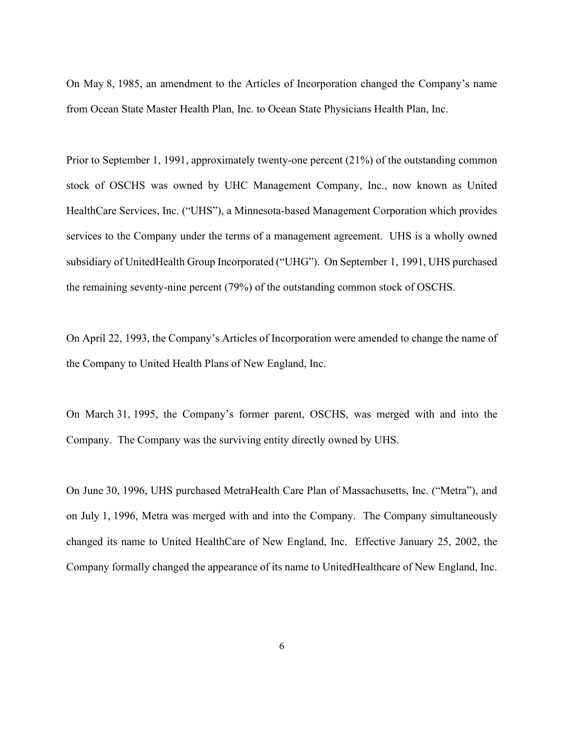On May 8, 1985, an amendment to the Articles of Incorporation changed the Company's name from Ocean State Master Health Plan, Inc. to Ocean State Physicians Health Plan, Inc.

Prior to September 1, 1991, approximately twenty-one percent (21%) of the outstanding common stock of OSCHS was owned by UHC Management Company, Inc., now known as United HealthCare Services, Inc. ("UHS"), a Minnesota-based Management Corporation which provides services to the Company under the terms of a management agreement. UHS is a wholly owned subsidiary of UnitedHealth Group Incorporated ("UHG"). On September 1, 1991, UHS purchased the remaining seventy-nine percent (79%) of the outstanding common stock of OSCHS.

On April 22, 1993, the Company's Articles of Incorporation were amended to change the name of the Company to United Health Plans of New England, Inc.

On March 31, 1995, the Company's former parent, OSCHS, was merged with and into the Company. The Company was the surviving entity directly owned by UHS.

On June 30, 1996, UHS purchased MetraHealth Care Plan of Massachusetts, Inc. ("Metra"), and on July 1, 1996, Metra was merged with and into the Company. The Company simultaneously changed its name to United HealthCare of New England, Inc. Effective January 25, 2002, the Company formally changed the appearance of its name to UnitedHealthcare of New England, Inc.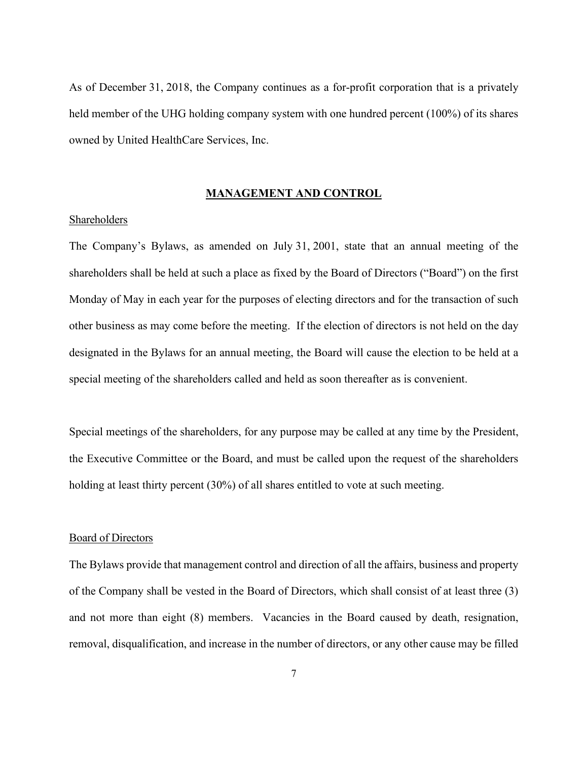As of December 31, 2018, the Company continues as a for-profit corporation that is a privately held member of the UHG holding company system with one hundred percent (100%) of its shares owned by United HealthCare Services, Inc.

## MANAGEMENT AND CONTROL

### Shareholders

The Company's Bylaws, as amended on July 31, 2001, state that an annual meeting of the shareholders shall be held at such a place as fixed by the Board of Directors ("Board") on the first Monday of May in each year for the purposes of electing directors and for the transaction of such other business as may come before the meeting. If the election of directors is not held on the day designated in the Bylaws for an annual meeting, the Board will cause the election to be held at a special meeting of the shareholders called and held as soon thereafter as is convenient.

Special meetings of the shareholders, for any purpose may be called at any time by the President, the Executive Committee or the Board, and must be called upon the request of the shareholders holding at least thirty percent (30%) of all shares entitled to vote at such meeting.

### Board of Directors

The Bylaws provide that management control and direction of all the affairs, business and property of the Company shall be vested in the Board of Directors, which shall consist of at least three (3) and not more than eight (8) members. Vacancies in the Board caused by death, resignation, removal, disqualification, and increase in the number of directors, or any other cause may be filled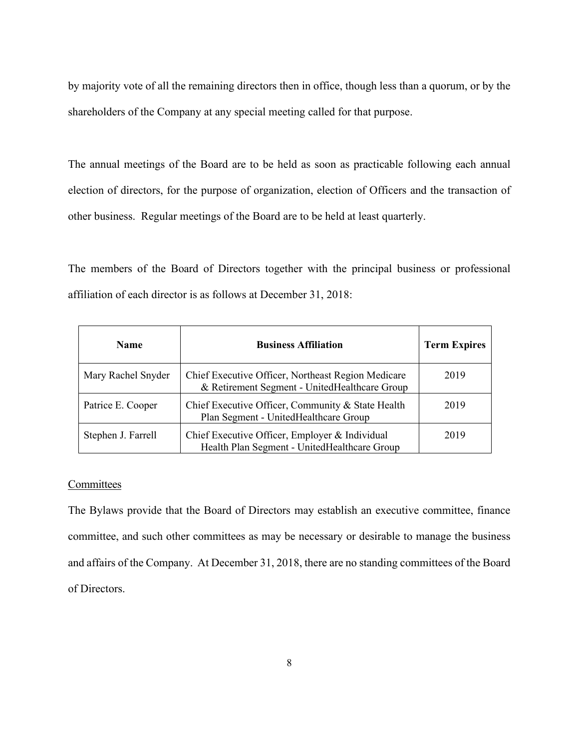by majority vote of all the remaining directors then in office, though less than a quorum, or by the shareholders of the Company at any special meeting called for that purpose.

The annual meetings of the Board are to be held as soon as practicable following each annual election of directors, for the purpose of organization, election of Officers and the transaction of other business. Regular meetings of the Board are to be held at least quarterly.

The members of the Board of Directors together with the principal business or professional affiliation of each director is as follows at December 31, 2018:

| Name | Business Affiliation | Term Expires |
|---|---|---|
| Mary Rachel Snyder | Chief Executive Officer, Northeast Region Medicare & Retirement Segment - UnitedHealthcare Group | 2019 |
| Patrice E. Cooper | Chief Executive Officer, Community & State Health Plan Segment - UnitedHealthcare Group | 2019 |
| Stephen J. Farrell | Chief Executive Officer, Employer & Individual Health Plan Segment - UnitedHealthcare Group | 2019 |

Committees

The Bylaws provide that the Board of Directors may establish an executive committee, finance committee, and such other committees as may be necessary or desirable to manage the business and affairs of the Company. At December 31, 2018, there are no standing committees of the Board of Directors.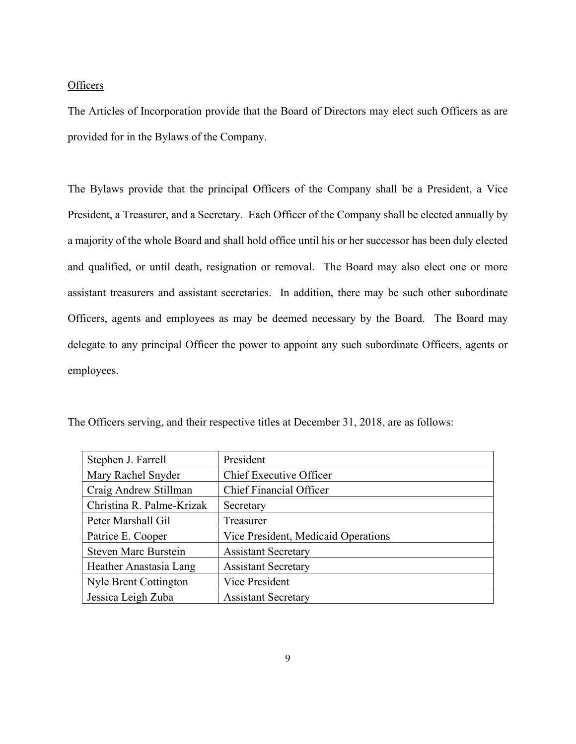<u>Officers</u>

The Articles of Incorporation provide that the Board of Directors may elect such Officers as are provided for in the Bylaws of the Company.

The Bylaws provide that the principal Officers of the Company shall be a President, a Vice President, a Treasurer, and a Secretary. Each Officer of the Company shall be elected annually by a majority of the whole Board and shall hold office until his or her successor has been duly elected and qualified, or until death, resignation or removal. The Board may also elect one or more assistant treasurers and assistant secretaries. In addition, there may be such other subordinate Officers, agents and employees as may be deemed necessary by the Board. The Board may delegate to any principal Officer the power to appoint any such subordinate Officers, agents or employees.

The Officers serving, and their respective titles at December 31, 2018, are as follows:

| | |
|---|---|
| Stephen J. Farrell | President |
| Mary Rachel Snyder | Chief Executive Officer |
| Craig Andrew Stillman | Chief Financial Officer |
| Christina R. Palme-Krizak | Secretary |
| Peter Marshall Gil | Treasurer |
| Patrice E. Cooper | Vice President, Medicaid Operations |
| Steven Marc Burstein | Assistant Secretary |
| Heather Anastasia Lang | Assistant Secretary |
| Nyle Brent Cottington | Vice President |
| Jessica Leigh Zuba | Assistant Secretary |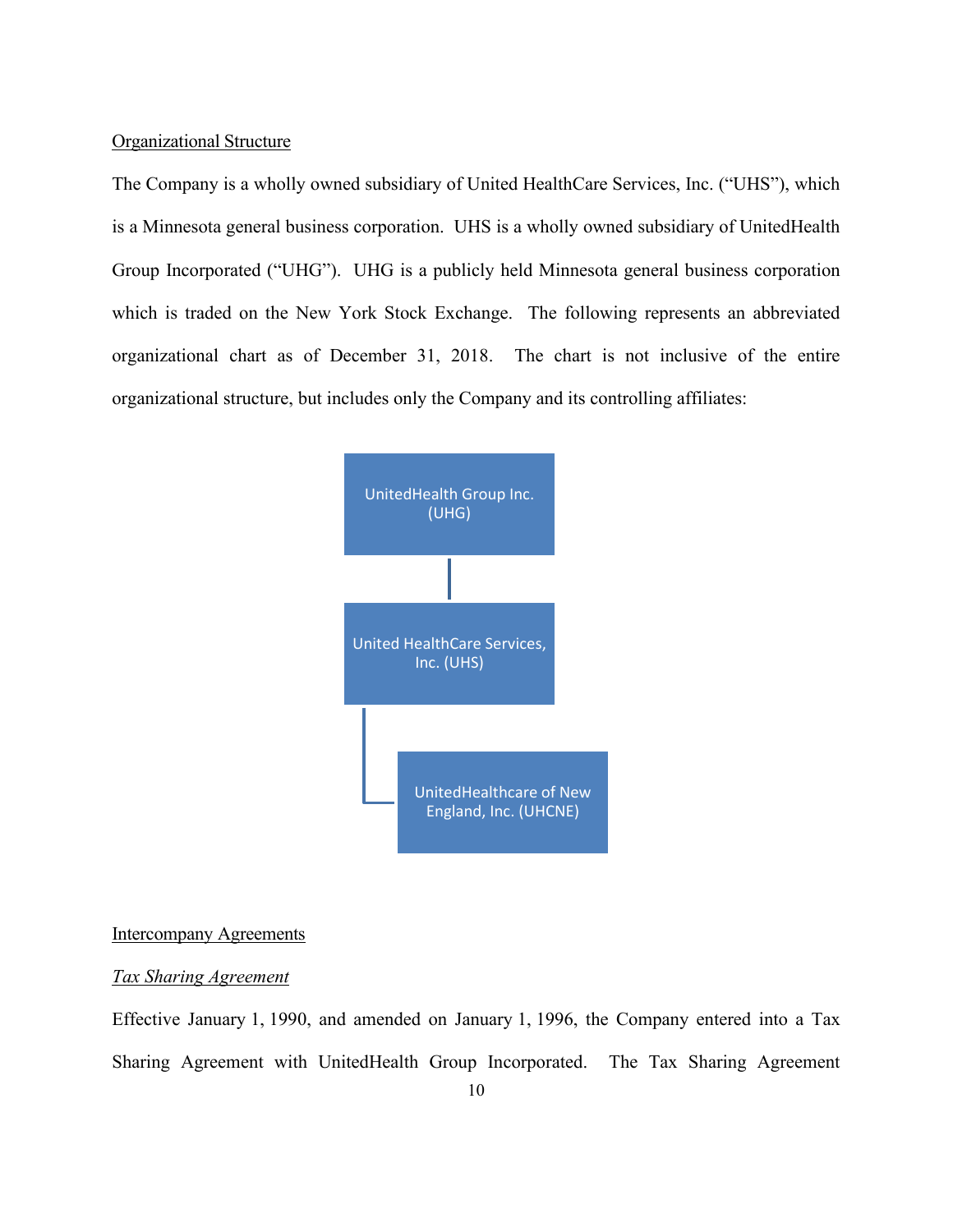Organizational Structure

The Company is a wholly owned subsidiary of United HealthCare Services, Inc. ("UHS"), which is a Minnesota general business corporation. UHS is a wholly owned subsidiary of UnitedHealth Group Incorporated ("UHG"). UHG is a publicly held Minnesota general business corporation which is traded on the New York Stock Exchange. The following represents an abbreviated organizational chart as of December 31, 2018. The chart is not inclusive of the entire organizational structure, but includes only the Company and its controlling affiliates:

UnitedHealth Group Inc. (UHG)

United HealthCare Services, Inc. (UHS)

UnitedHealthcare of New England, Inc. (UHCNE)

Intercompany Agreements

*Tax Sharing Agreement*

Effective January 1, 1990, and amended on January 1, 1996, the Company entered into a Tax Sharing Agreement with UnitedHealth Group Incorporated. The Tax Sharing Agreement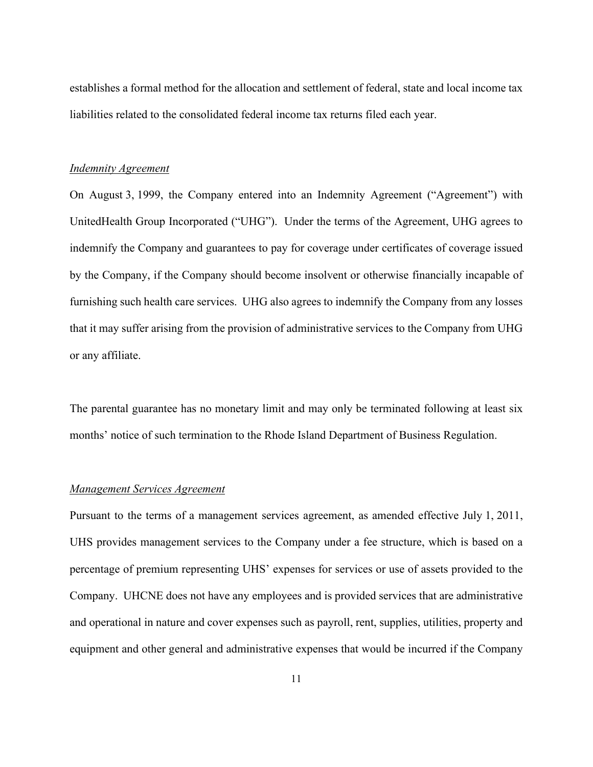establishes a formal method for the allocation and settlement of federal, state and local income tax liabilities related to the consolidated federal income tax returns filed each year.

*Indemnity Agreement*

On August 3, 1999, the Company entered into an Indemnity Agreement ("Agreement") with UnitedHealth Group Incorporated ("UHG"). Under the terms of the Agreement, UHG agrees to indemnify the Company and guarantees to pay for coverage under certificates of coverage issued by the Company, if the Company should become insolvent or otherwise financially incapable of furnishing such health care services. UHG also agrees to indemnify the Company from any losses that it may suffer arising from the provision of administrative services to the Company from UHG or any affiliate.

The parental guarantee has no monetary limit and may only be terminated following at least six months' notice of such termination to the Rhode Island Department of Business Regulation.

*Management Services Agreement*

Pursuant to the terms of a management services agreement, as amended effective July 1, 2011, UHS provides management services to the Company under a fee structure, which is based on a percentage of premium representing UHS' expenses for services or use of assets provided to the Company. UHCNE does not have any employees and is provided services that are administrative and operational in nature and cover expenses such as payroll, rent, supplies, utilities, property and equipment and other general and administrative expenses that would be incurred if the Company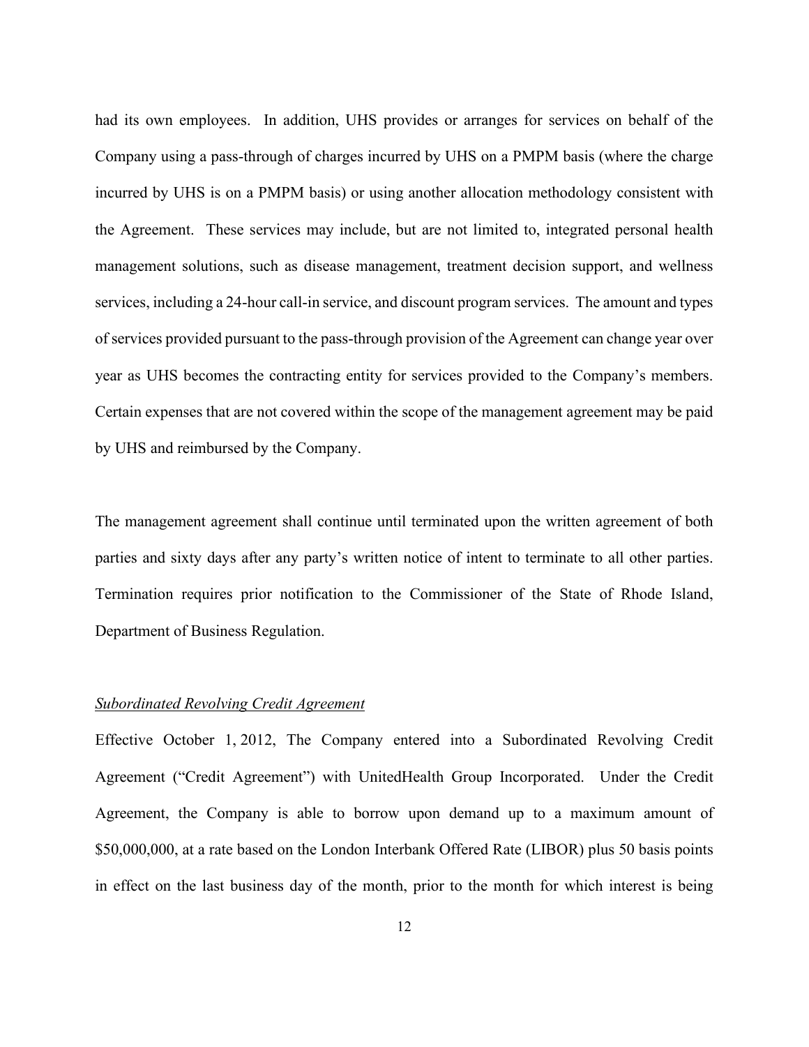had its own employees. In addition, UHS provides or arranges for services on behalf of the Company using a pass-through of charges incurred by UHS on a PMPM basis (where the charge incurred by UHS is on a PMPM basis) or using another allocation methodology consistent with the Agreement. These services may include, but are not limited to, integrated personal health management solutions, such as disease management, treatment decision support, and wellness services, including a 24-hour call-in service, and discount program services. The amount and types of services provided pursuant to the pass-through provision of the Agreement can change year over year as UHS becomes the contracting entity for services provided to the Company's members. Certain expenses that are not covered within the scope of the management agreement may be paid by UHS and reimbursed by the Company.

The management agreement shall continue until terminated upon the written agreement of both parties and sixty days after any party's written notice of intent to terminate to all other parties. Termination requires prior notification to the Commissioner of the State of Rhode Island, Department of Business Regulation.

*Subordinated Revolving Credit Agreement*

Effective October 1, 2012, The Company entered into a Subordinated Revolving Credit Agreement ("Credit Agreement") with UnitedHealth Group Incorporated. Under the Credit Agreement, the Company is able to borrow upon demand up to a maximum amount of $50,000,000, at a rate based on the London Interbank Offered Rate (LIBOR) plus 50 basis points in effect on the last business day of the month, prior to the month for which interest is being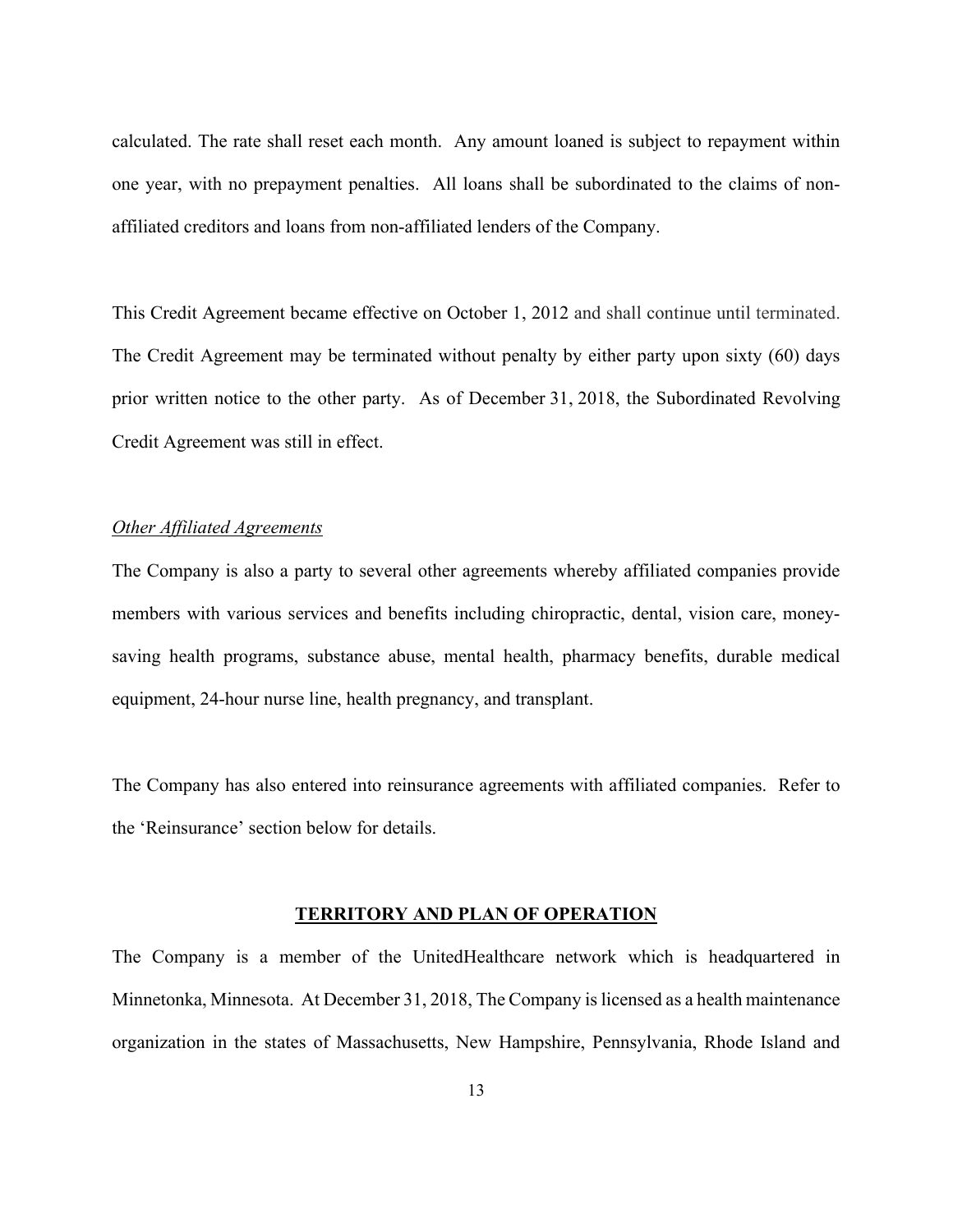calculated. The rate shall reset each month. Any amount loaned is subject to repayment within one year, with no prepayment penalties. All loans shall be subordinated to the claims of non-affiliated creditors and loans from non-affiliated lenders of the Company.

This Credit Agreement became effective on October 1, 2012 and shall continue until terminated. The Credit Agreement may be terminated without penalty by either party upon sixty (60) days prior written notice to the other party. As of December 31, 2018, the Subordinated Revolving Credit Agreement was still in effect.

*Other Affiliated Agreements*

The Company is also a party to several other agreements whereby affiliated companies provide members with various services and benefits including chiropractic, dental, vision care, money-saving health programs, substance abuse, mental health, pharmacy benefits, durable medical equipment, 24-hour nurse line, health pregnancy, and transplant.

The Company has also entered into reinsurance agreements with affiliated companies. Refer to the 'Reinsurance' section below for details.

## TERRITORY AND PLAN OF OPERATION

The Company is a member of the UnitedHealthcare network which is headquartered in Minnetonka, Minnesota. At December 31, 2018, The Company is licensed as a health maintenance organization in the states of Massachusetts, New Hampshire, Pennsylvania, Rhode Island and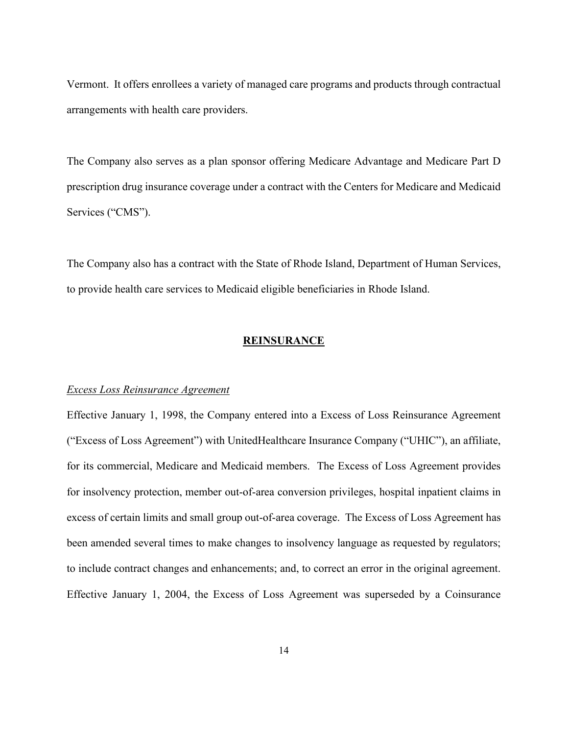Vermont. It offers enrollees a variety of managed care programs and products through contractual arrangements with health care providers.

The Company also serves as a plan sponsor offering Medicare Advantage and Medicare Part D prescription drug insurance coverage under a contract with the Centers for Medicare and Medicaid Services ("CMS").

The Company also has a contract with the State of Rhode Island, Department of Human Services, to provide health care services to Medicaid eligible beneficiaries in Rhode Island.

## **REINSURANCE**

*Excess Loss Reinsurance Agreement*

Effective January 1, 1998, the Company entered into a Excess of Loss Reinsurance Agreement ("Excess of Loss Agreement") with UnitedHealthcare Insurance Company ("UHIC"), an affiliate, for its commercial, Medicare and Medicaid members. The Excess of Loss Agreement provides for insolvency protection, member out-of-area conversion privileges, hospital inpatient claims in excess of certain limits and small group out-of-area coverage. The Excess of Loss Agreement has been amended several times to make changes to insolvency language as requested by regulators; to include contract changes and enhancements; and, to correct an error in the original agreement. Effective January 1, 2004, the Excess of Loss Agreement was superseded by a Coinsurance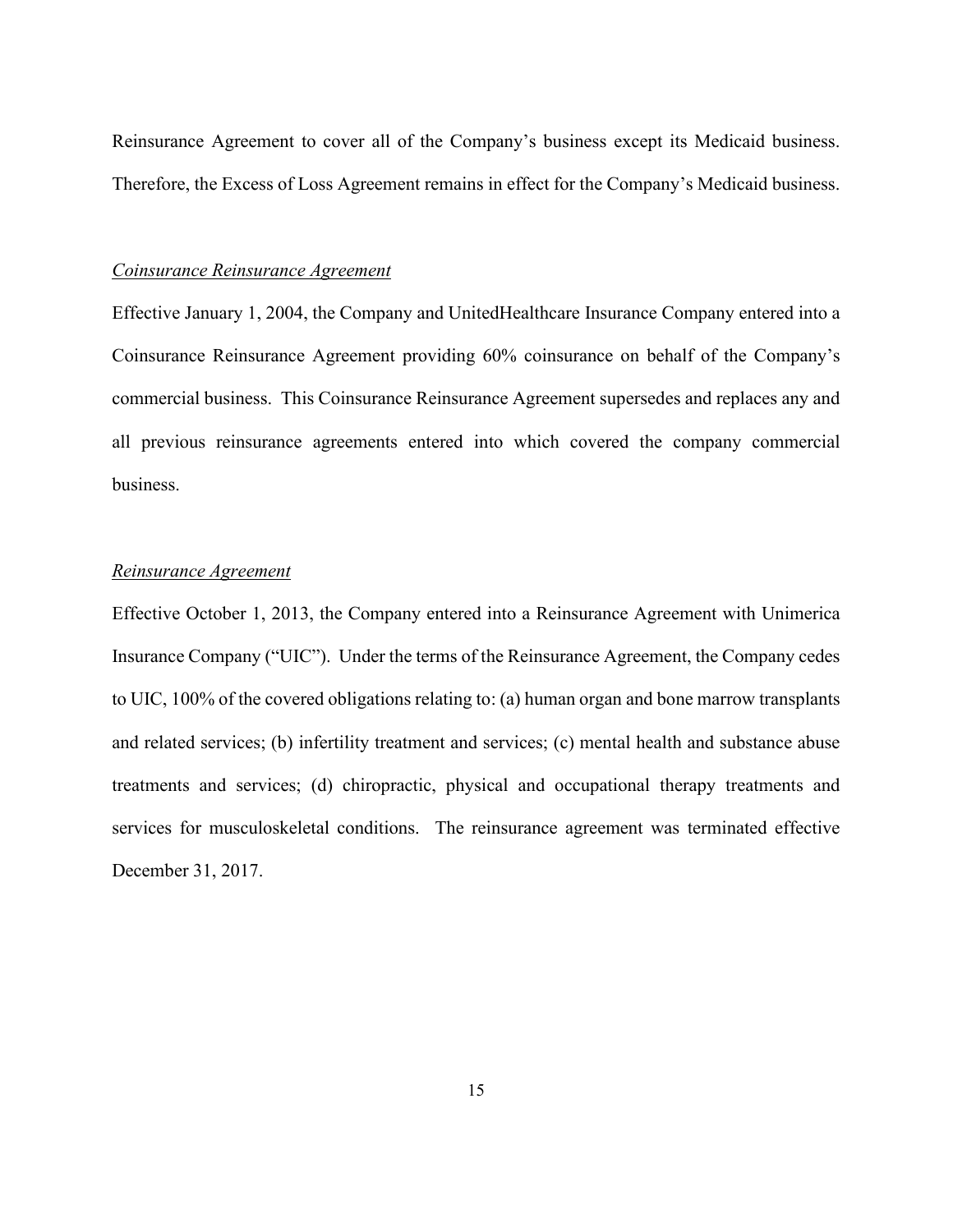Reinsurance Agreement to cover all of the Company's business except its Medicaid business. Therefore, the Excess of Loss Agreement remains in effect for the Company's Medicaid business.

*Coinsurance Reinsurance Agreement*

Effective January 1, 2004, the Company and UnitedHealthcare Insurance Company entered into a Coinsurance Reinsurance Agreement providing 60% coinsurance on behalf of the Company's commercial business. This Coinsurance Reinsurance Agreement supersedes and replaces any and all previous reinsurance agreements entered into which covered the company commercial business.

*Reinsurance Agreement*

Effective October 1, 2013, the Company entered into a Reinsurance Agreement with Unimerica Insurance Company ("UIC"). Under the terms of the Reinsurance Agreement, the Company cedes to UIC, 100% of the covered obligations relating to: (a) human organ and bone marrow transplants and related services; (b) infertility treatment and services; (c) mental health and substance abuse treatments and services; (d) chiropractic, physical and occupational therapy treatments and services for musculoskeletal conditions. The reinsurance agreement was terminated effective December 31, 2017.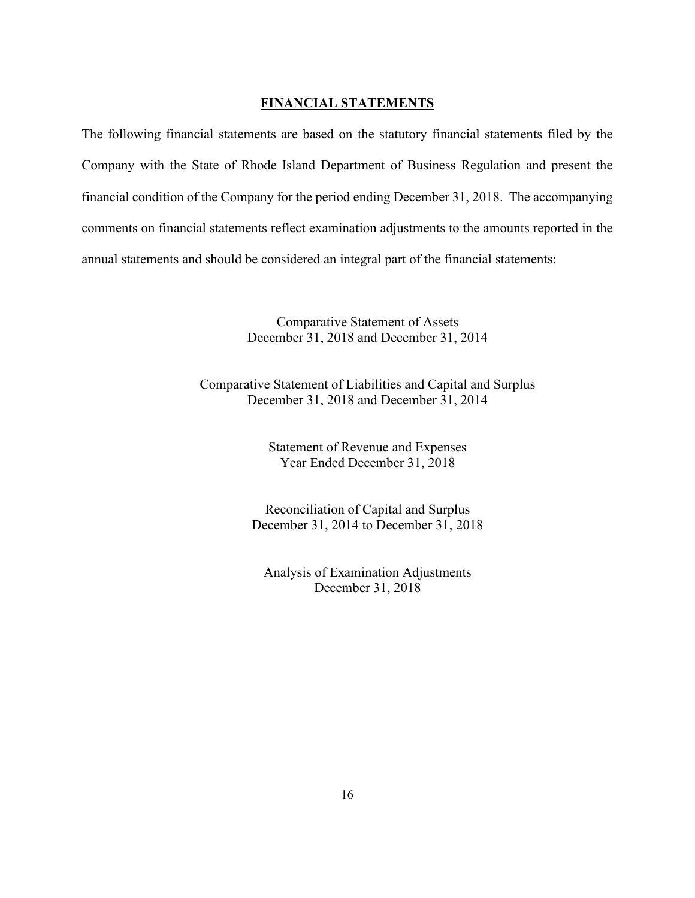## FINANCIAL STATEMENTS

The following financial statements are based on the statutory financial statements filed by the Company with the State of Rhode Island Department of Business Regulation and present the financial condition of the Company for the period ending December 31, 2018. The accompanying comments on financial statements reflect examination adjustments to the amounts reported in the annual statements and should be considered an integral part of the financial statements:

Comparative Statement of Assets
December 31, 2018 and December 31, 2014

Comparative Statement of Liabilities and Capital and Surplus
December 31, 2018 and December 31, 2014

Statement of Revenue and Expenses
Year Ended December 31, 2018

Reconciliation of Capital and Surplus
December 31, 2014 to December 31, 2018

Analysis of Examination Adjustments
December 31, 2018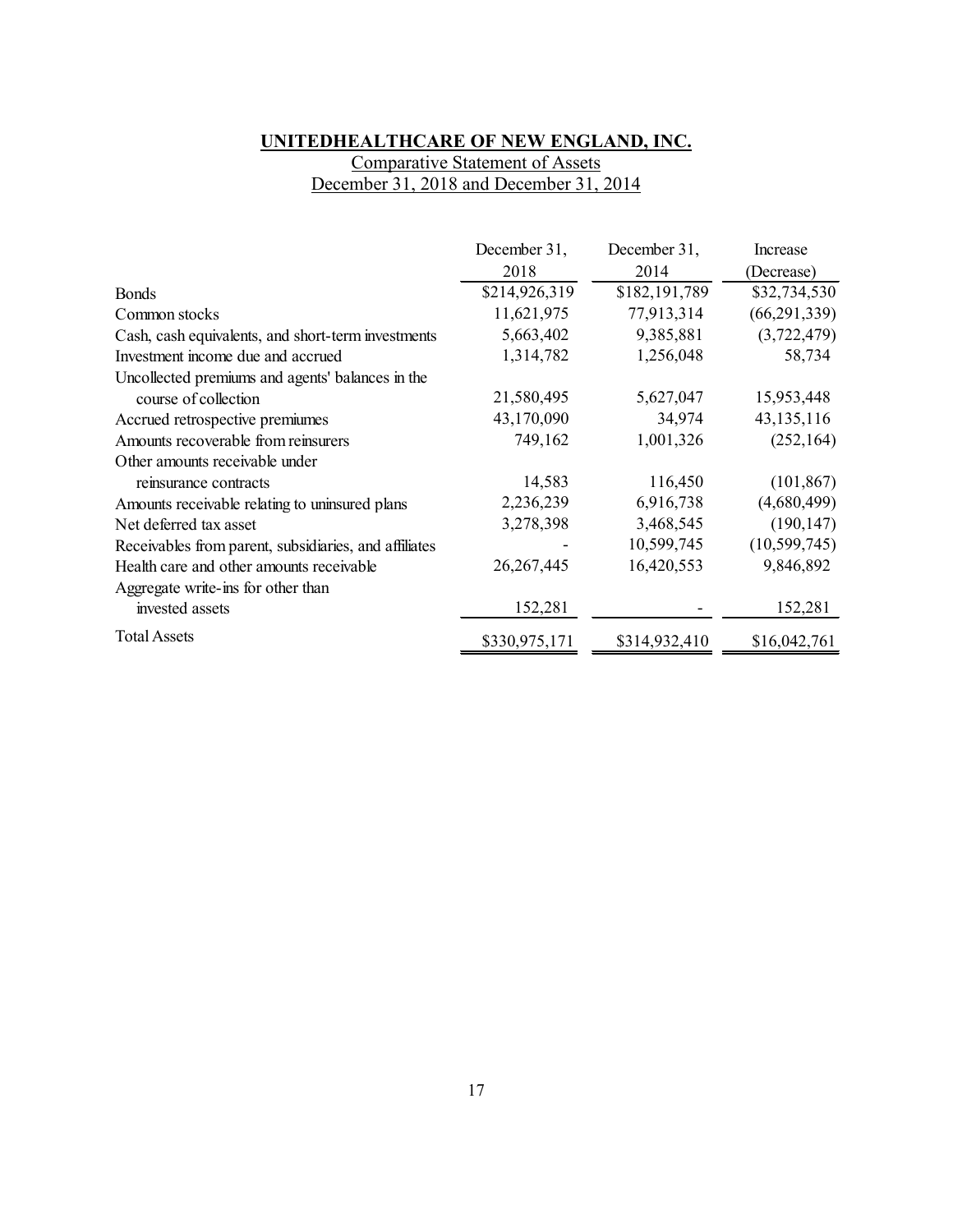**UNITEDHEALTHCARE OF NEW ENGLAND, INC.**

Comparative Statement of Assets

December 31, 2018 and December 31, 2014

| | December 31, 2018 | December 31, 2014 | Increase (Decrease) |
|---|---|---|---|
| Bonds | $214,926,319 | $182,191,789 | $32,734,530 |
| Common stocks | 11,621,975 | 77,913,314 | (66,291,339) |
| Cash, cash equivalents, and short-term investments | 5,663,402 | 9,385,881 | (3,722,479) |
| Investment income due and accrued | 1,314,782 | 1,256,048 | 58,734 |
| Uncollected premiums and agents' balances in the course of collection | 21,580,495 | 5,627,047 | 15,953,448 |
| Accrued retrospective premiumes | 43,170,090 | 34,974 | 43,135,116 |
| Amounts recoverable from reinsurers | 749,162 | 1,001,326 | (252,164) |
| Other amounts receivable under reinsurance contracts | 14,583 | 116,450 | (101,867) |
| Amounts receivable relating to uninsured plans | 2,236,239 | 6,916,738 | (4,680,499) |
| Net deferred tax asset | 3,278,398 | 3,468,545 | (190,147) |
| Receivables from parent, subsidiaries, and affiliates | - | 10,599,745 | (10,599,745) |
| Health care and other amounts receivable | 26,267,445 | 16,420,553 | 9,846,892 |
| Aggregate write-ins for other than invested assets | 152,281 | - | 152,281 |
| Total Assets | $330,975,171 | $314,932,410 | $16,042,761 |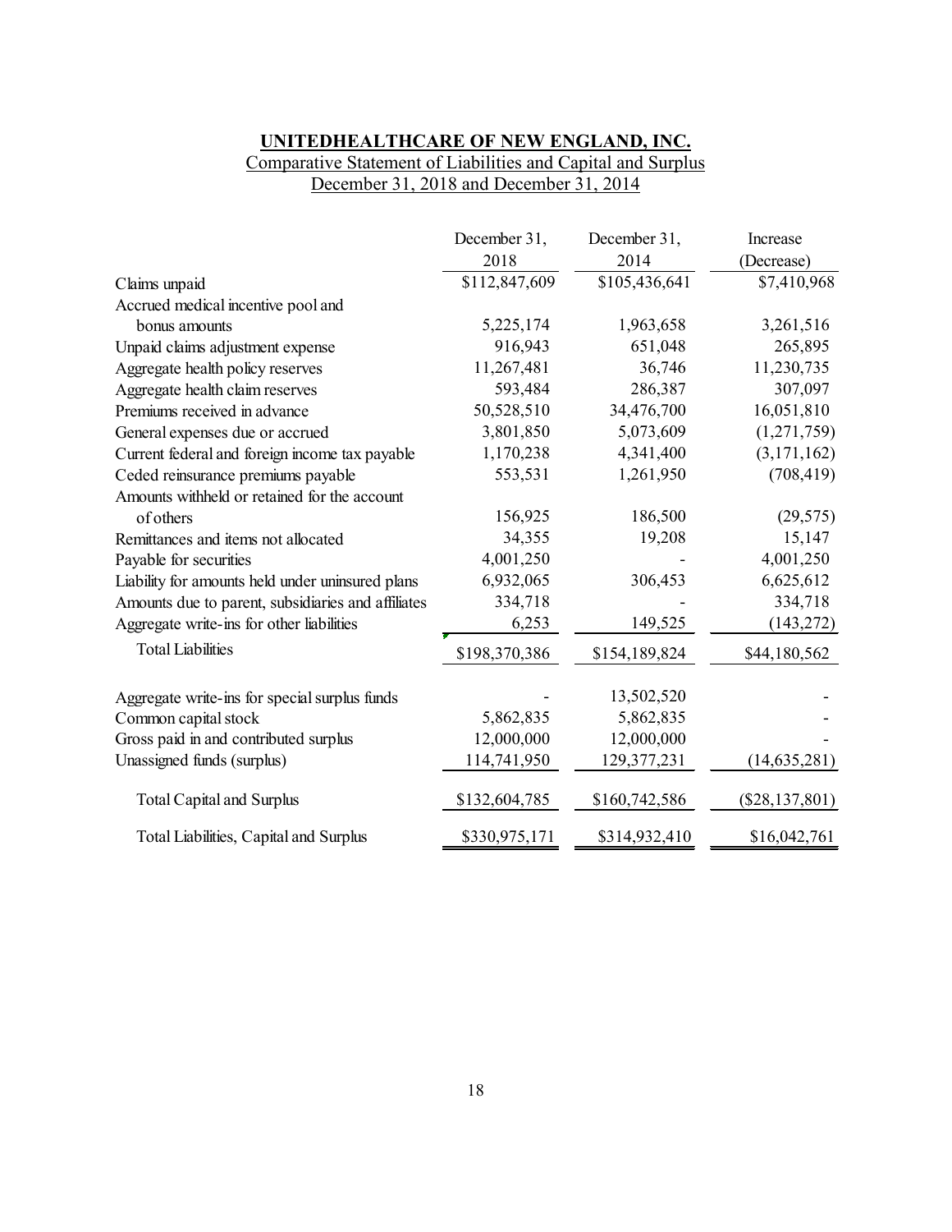**UNITEDHEALTHCARE OF NEW ENGLAND, INC.**

Comparative Statement of Liabilities and Capital and Surplus

December 31, 2018 and December 31, 2014

| | December 31, 2018 | December 31, 2014 | Increase (Decrease) |
|---|---|---|---|
| Claims unpaid | $112,847,609 | $105,436,641 | $7,410,968 |
| Accrued medical incentive pool and bonus amounts | 5,225,174 | 1,963,658 | 3,261,516 |
| Unpaid claims adjustment expense | 916,943 | 651,048 | 265,895 |
| Aggregate health policy reserves | 11,267,481 | 36,746 | 11,230,735 |
| Aggregate health claim reserves | 593,484 | 286,387 | 307,097 |
| Premiums received in advance | 50,528,510 | 34,476,700 | 16,051,810 |
| General expenses due or accrued | 3,801,850 | 5,073,609 | (1,271,759) |
| Current federal and foreign income tax payable | 1,170,238 | 4,341,400 | (3,171,162) |
| Ceded reinsurance premiums payable | 553,531 | 1,261,950 | (708,419) |
| Amounts withheld or retained for the account of others | 156,925 | 186,500 | (29,575) |
| Remittances and items not allocated | 34,355 | 19,208 | 15,147 |
| Payable for securities | 4,001,250 | - | 4,001,250 |
| Liability for amounts held under uninsured plans | 6,932,065 | 306,453 | 6,625,612 |
| Amounts due to parent, subsidiaries and affiliates | 334,718 | - | 334,718 |
| Aggregate write-ins for other liabilities | 6,253 | 149,525 | (143,272) |
| Total Liabilities | $198,370,386 | $154,189,824 | $44,180,562 |
| | | | |
| Aggregate write-ins for special surplus funds | - | 13,502,520 | - |
| Common capital stock | 5,862,835 | 5,862,835 | - |
| Gross paid in and contributed surplus | 12,000,000 | 12,000,000 | - |
| Unassigned funds (surplus) | 114,741,950 | 129,377,231 | (14,635,281) |
| | | | |
| Total Capital and Surplus | $132,604,785 | $160,742,586 | ($28,137,801) |
| | | | |
| Total Liabilities, Capital and Surplus | $330,975,171 | $314,932,410 | $16,042,761 |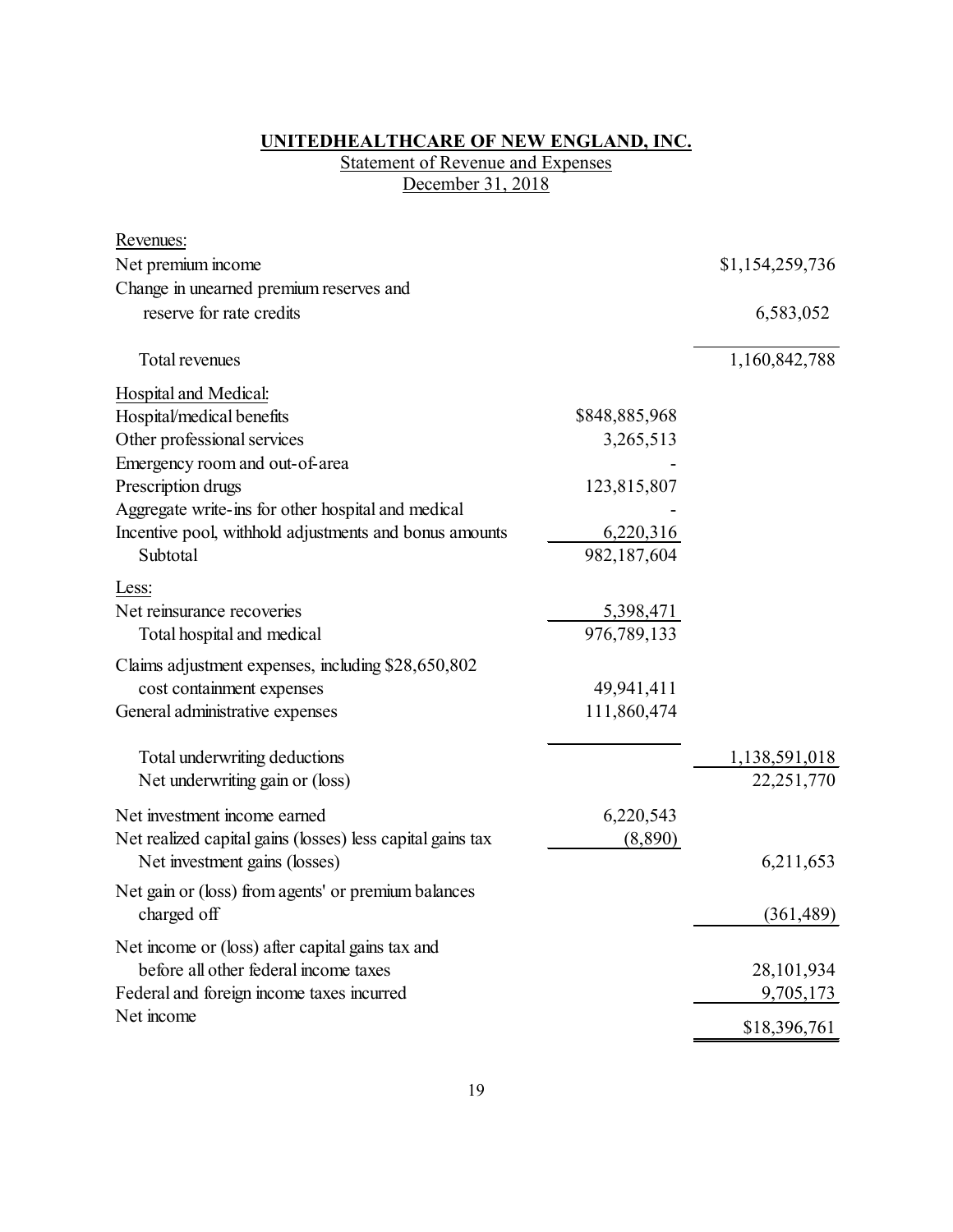**UNITEDHEALTHCARE OF NEW ENGLAND, INC.**

Statement of Revenue and Expenses

December 31, 2018

| | | |
|---|---|---|
| Revenues: | | |
| Net premium income | | $1,154,259,736 |
| Change in unearned premium reserves and reserve for rate credits | | 6,583,052 |
| Total revenues | | 1,160,842,788 |
| Hospital and Medical: | | |
| Hospital/medical benefits | $848,885,968 | |
| Other professional services | 3,265,513 | |
| Emergency room and out-of-area | - | |
| Prescription drugs | 123,815,807 | |
| Aggregate write-ins for other hospital and medical | - | |
| Incentive pool, withhold adjustments and bonus amounts | 6,220,316 | |
| Subtotal | 982,187,604 | |
| Less: | | |
| Net reinsurance recoveries | 5,398,471 | |
| Total hospital and medical | 976,789,133 | |
| Claims adjustment expenses, including $28,650,802 cost containment expenses | 49,941,411 | |
| General administrative expenses | 111,860,474 | |
| Total underwriting deductions | | 1,138,591,018 |
| Net underwriting gain or (loss) | | 22,251,770 |
| Net investment income earned | 6,220,543 | |
| Net realized capital gains (losses) less capital gains tax | (8,890) | |
| Net investment gains (losses) | | 6,211,653 |
| Net gain or (loss) from agents' or premium balances charged off | | (361,489) |
| Net income or (loss) after capital gains tax and before all other federal income taxes | | 28,101,934 |
| Federal and foreign income taxes incurred | | 9,705,173 |
| Net income | | $18,396,761 |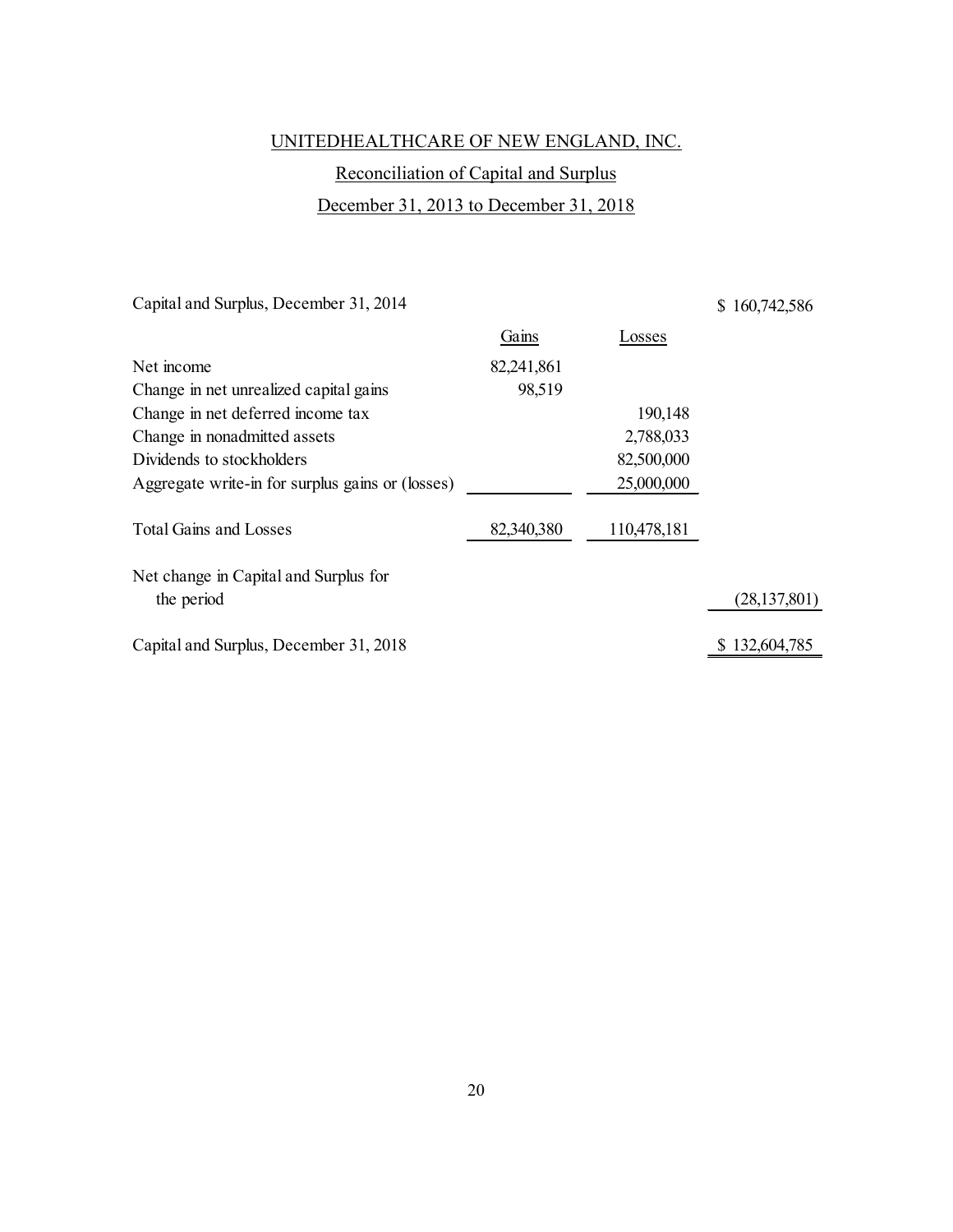UNITEDHEALTHCARE OF NEW ENGLAND, INC.

Reconciliation of Capital and Surplus

December 31, 2013 to December 31, 2018

| | Gains | Losses | |
|---|---|---|---|
| Capital and Surplus, December 31, 2014 | | | $ 160,742,586 |
| Net income | 82,241,861 | | |
| Change in net unrealized capital gains | 98,519 | | |
| Change in net deferred income tax | | 190,148 | |
| Change in nonadmitted assets | | 2,788,033 | |
| Dividends to stockholders | | 82,500,000 | |
| Aggregate write-in for surplus gains or (losses) | | 25,000,000 | |
| Total Gains and Losses | 82,340,380 | 110,478,181 | |
| Net change in Capital and Surplus for the period | | | (28,137,801) |
| Capital and Surplus, December 31, 2018 | | | $ 132,604,785 |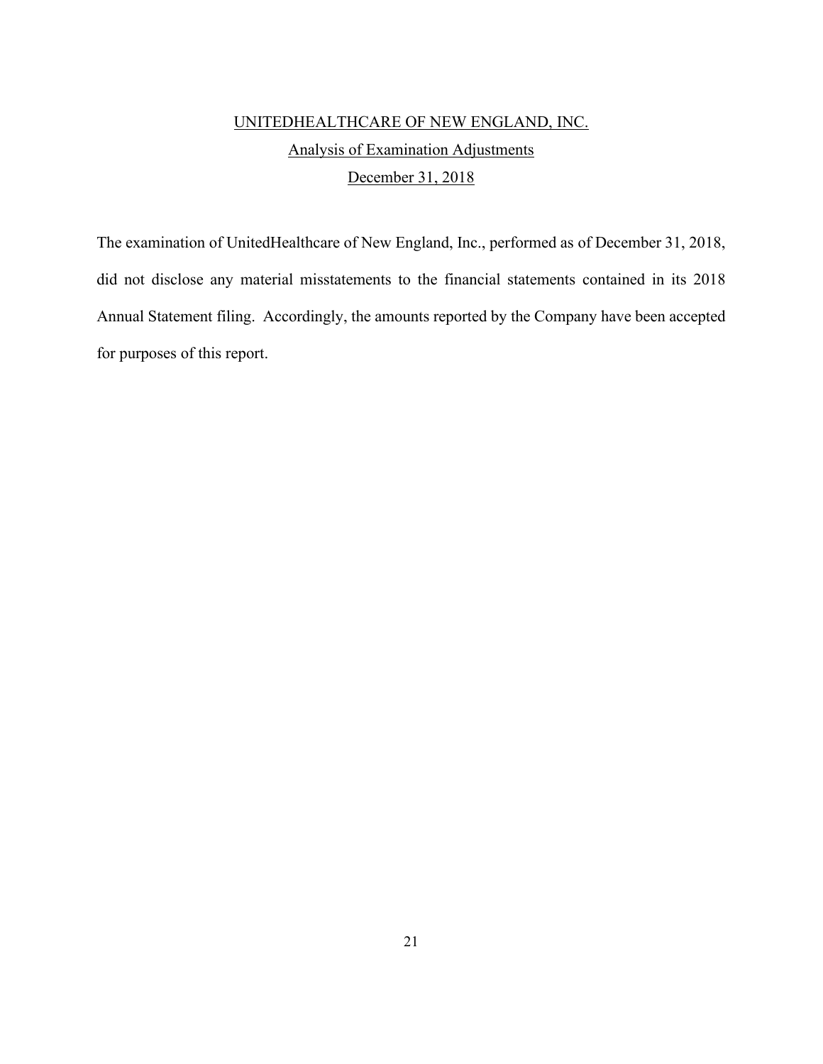## UNITEDHEALTHCARE OF NEW ENGLAND, INC.

### Analysis of Examination Adjustments

### December 31, 2018

The examination of UnitedHealthcare of New England, Inc., performed as of December 31, 2018, did not disclose any material misstatements to the financial statements contained in its 2018 Annual Statement filing. Accordingly, the amounts reported by the Company have been accepted for purposes of this report.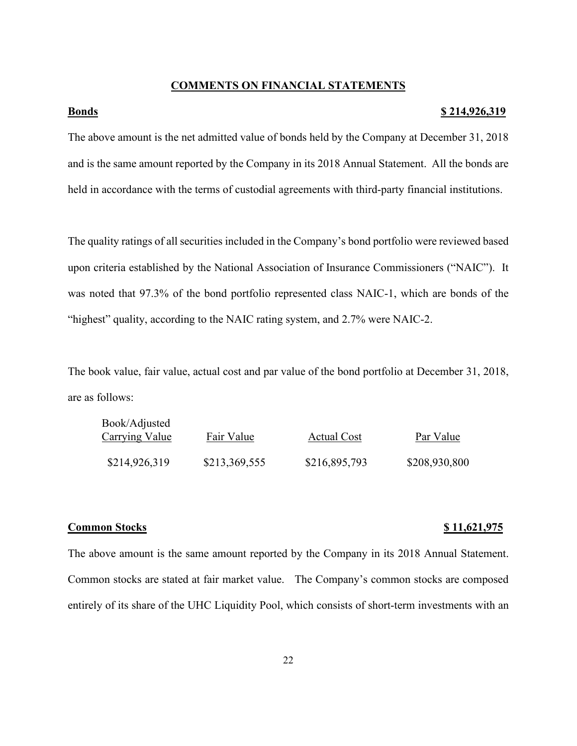## COMMENTS ON FINANCIAL STATEMENTS

**Bonds** **$ 214,926,319**

The above amount is the net admitted value of bonds held by the Company at December 31, 2018 and is the same amount reported by the Company in its 2018 Annual Statement. All the bonds are held in accordance with the terms of custodial agreements with third-party financial institutions.

The quality ratings of all securities included in the Company's bond portfolio were reviewed based upon criteria established by the National Association of Insurance Commissioners ("NAIC"). It was noted that 97.3% of the bond portfolio represented class NAIC-1, which are bonds of the "highest" quality, according to the NAIC rating system, and 2.7% were NAIC-2.

The book value, fair value, actual cost and par value of the bond portfolio at December 31, 2018, are as follows:

| Book/Adjusted Carrying Value | Fair Value | Actual Cost | Par Value |
|---|---|---|---|
| $214,926,319 | $213,369,555 | $216,895,793 | $208,930,800 |

**Common Stocks** **$ 11,621,975**

The above amount is the same amount reported by the Company in its 2018 Annual Statement. Common stocks are stated at fair market value. The Company's common stocks are composed entirely of its share of the UHC Liquidity Pool, which consists of short-term investments with an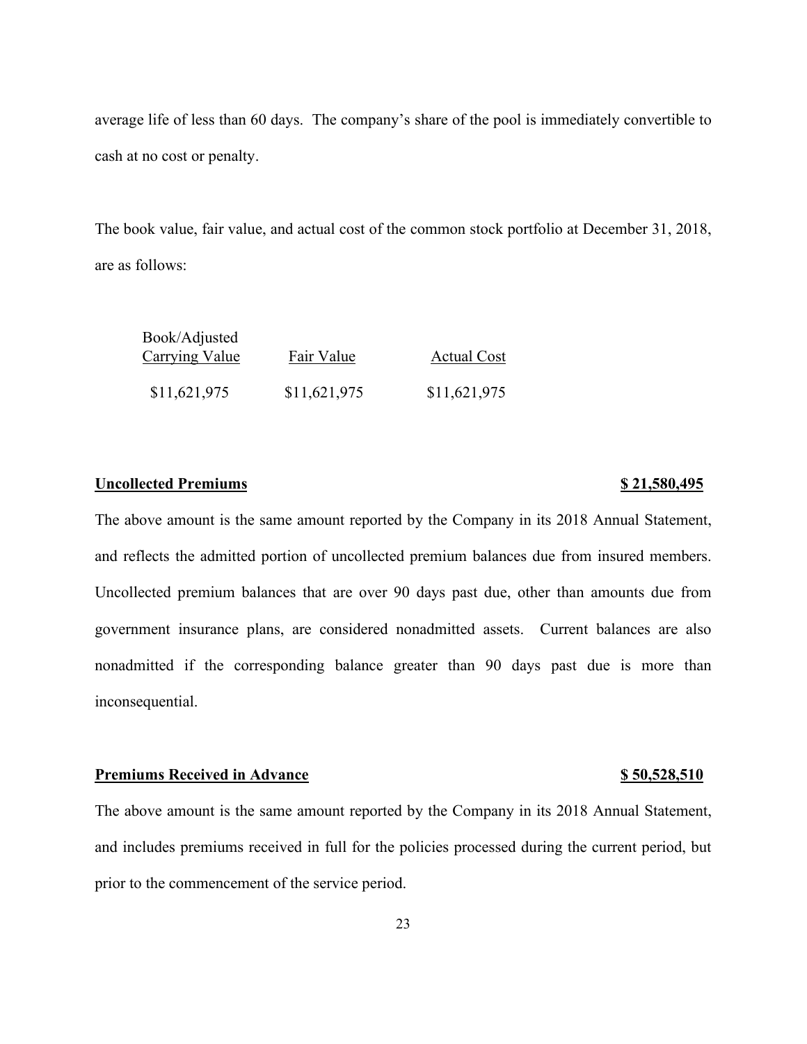average life of less than 60 days. The company's share of the pool is immediately convertible to cash at no cost or penalty.

The book value, fair value, and actual cost of the common stock portfolio at December 31, 2018, are as follows:

| Book/Adjusted Carrying Value | Fair Value | Actual Cost |
|---|---|---|
| $11,621,975 | $11,621,975 | $11,621,975 |

**Uncollected Premiums** **$ 21,580,495**

The above amount is the same amount reported by the Company in its 2018 Annual Statement, and reflects the admitted portion of uncollected premium balances due from insured members. Uncollected premium balances that are over 90 days past due, other than amounts due from government insurance plans, are considered nonadmitted assets. Current balances are also nonadmitted if the corresponding balance greater than 90 days past due is more than inconsequential.

**Premiums Received in Advance** **$ 50,528,510**

The above amount is the same amount reported by the Company in its 2018 Annual Statement, and includes premiums received in full for the policies processed during the current period, but prior to the commencement of the service period.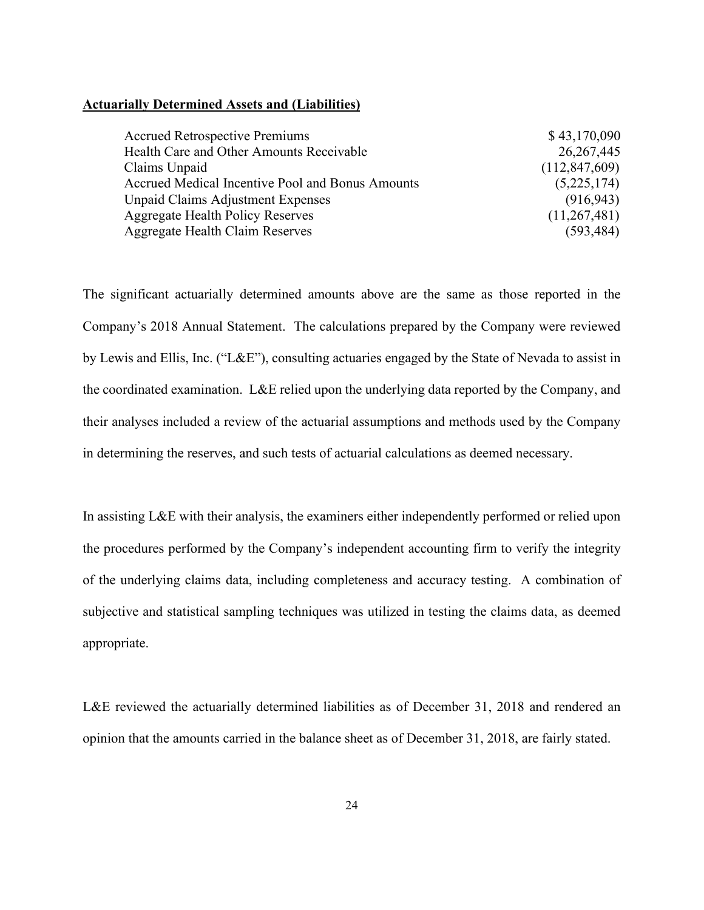**Actuarially Determined Assets and (Liabilities)**

| | |
|---|---|
| Accrued Retrospective Premiums | $ 43,170,090 |
| Health Care and Other Amounts Receivable | 26,267,445 |
| Claims Unpaid | (112,847,609) |
| Accrued Medical Incentive Pool and Bonus Amounts | (5,225,174) |
| Unpaid Claims Adjustment Expenses | (916,943) |
| Aggregate Health Policy Reserves | (11,267,481) |
| Aggregate Health Claim Reserves | (593,484) |

The significant actuarially determined amounts above are the same as those reported in the Company's 2018 Annual Statement. The calculations prepared by the Company were reviewed by Lewis and Ellis, Inc. ("L&E"), consulting actuaries engaged by the State of Nevada to assist in the coordinated examination. L&E relied upon the underlying data reported by the Company, and their analyses included a review of the actuarial assumptions and methods used by the Company in determining the reserves, and such tests of actuarial calculations as deemed necessary.

In assisting L&E with their analysis, the examiners either independently performed or relied upon the procedures performed by the Company's independent accounting firm to verify the integrity of the underlying claims data, including completeness and accuracy testing. A combination of subjective and statistical sampling techniques was utilized in testing the claims data, as deemed appropriate.

L&E reviewed the actuarially determined liabilities as of December 31, 2018 and rendered an opinion that the amounts carried in the balance sheet as of December 31, 2018, are fairly stated.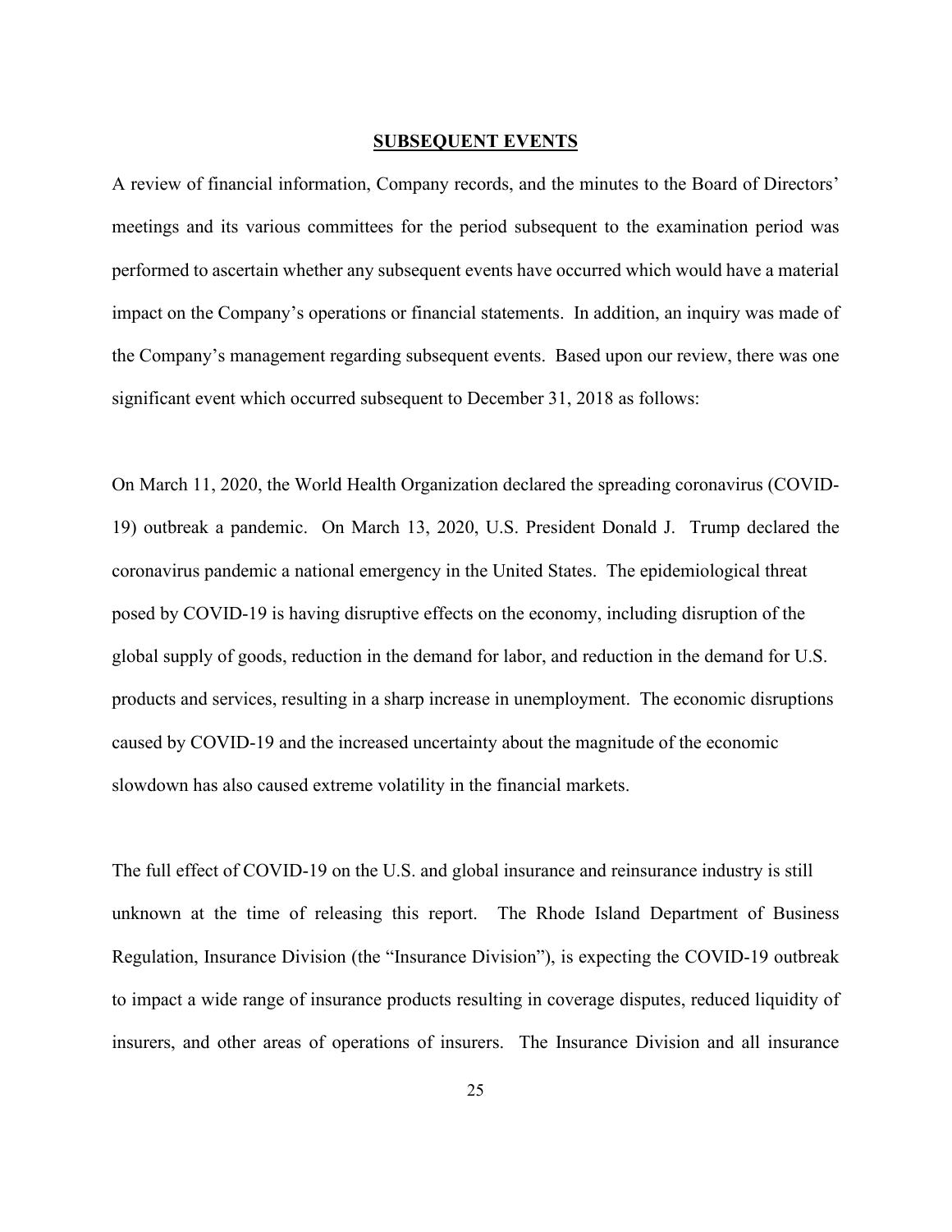## SUBSEQUENT EVENTS

A review of financial information, Company records, and the minutes to the Board of Directors' meetings and its various committees for the period subsequent to the examination period was performed to ascertain whether any subsequent events have occurred which would have a material impact on the Company's operations or financial statements. In addition, an inquiry was made of the Company's management regarding subsequent events. Based upon our review, there was one significant event which occurred subsequent to December 31, 2018 as follows:

On March 11, 2020, the World Health Organization declared the spreading coronavirus (COVID-19) outbreak a pandemic. On March 13, 2020, U.S. President Donald J. Trump declared the coronavirus pandemic a national emergency in the United States. The epidemiological threat posed by COVID-19 is having disruptive effects on the economy, including disruption of the global supply of goods, reduction in the demand for labor, and reduction in the demand for U.S. products and services, resulting in a sharp increase in unemployment. The economic disruptions caused by COVID-19 and the increased uncertainty about the magnitude of the economic slowdown has also caused extreme volatility in the financial markets.

The full effect of COVID-19 on the U.S. and global insurance and reinsurance industry is still unknown at the time of releasing this report. The Rhode Island Department of Business Regulation, Insurance Division (the "Insurance Division"), is expecting the COVID-19 outbreak to impact a wide range of insurance products resulting in coverage disputes, reduced liquidity of insurers, and other areas of operations of insurers. The Insurance Division and all insurance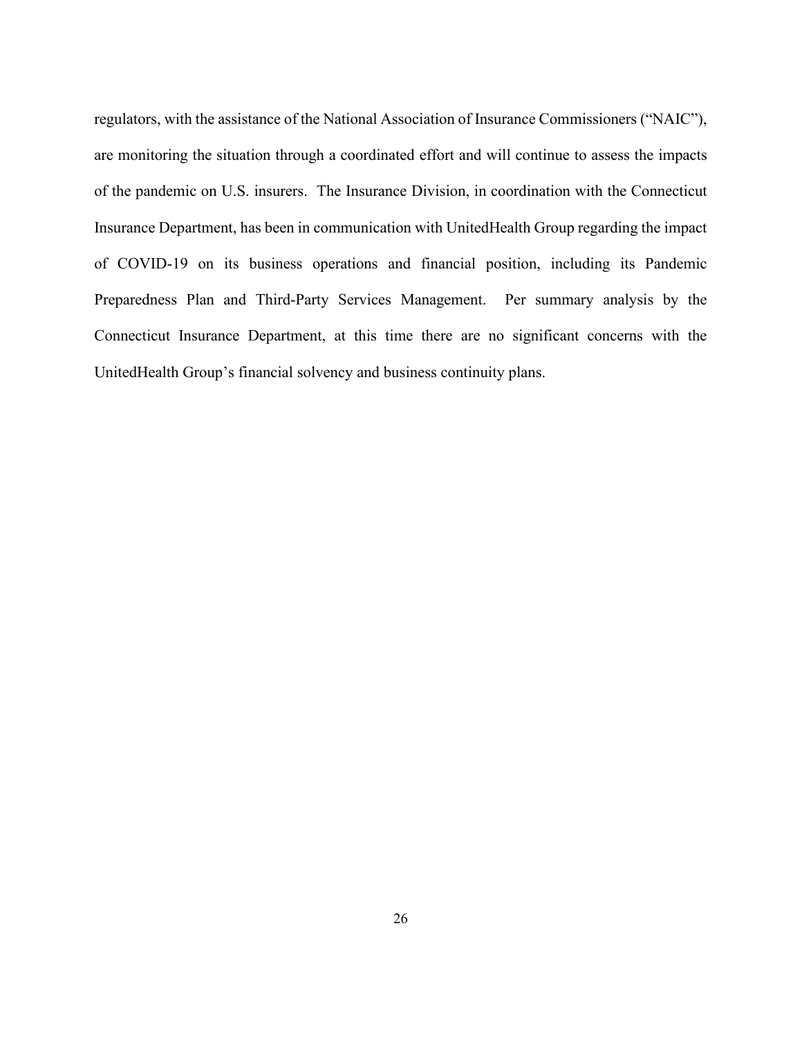regulators, with the assistance of the National Association of Insurance Commissioners ("NAIC"), are monitoring the situation through a coordinated effort and will continue to assess the impacts of the pandemic on U.S. insurers. The Insurance Division, in coordination with the Connecticut Insurance Department, has been in communication with UnitedHealth Group regarding the impact of COVID-19 on its business operations and financial position, including its Pandemic Preparedness Plan and Third-Party Services Management. Per summary analysis by the Connecticut Insurance Department, at this time there are no significant concerns with the UnitedHealth Group's financial solvency and business continuity plans.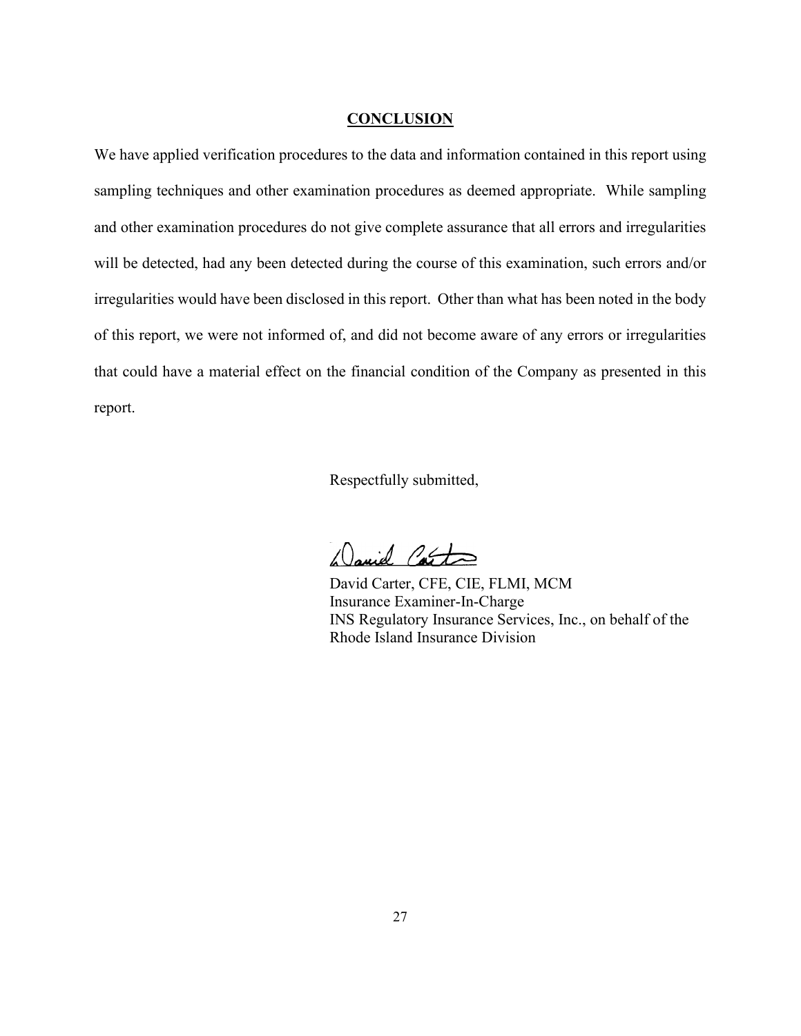## CONCLUSION

We have applied verification procedures to the data and information contained in this report using sampling techniques and other examination procedures as deemed appropriate. While sampling and other examination procedures do not give complete assurance that all errors and irregularities will be detected, had any been detected during the course of this examination, such errors and/or irregularities would have been disclosed in this report. Other than what has been noted in the body of this report, we were not informed of, and did not become aware of any errors or irregularities that could have a material effect on the financial condition of the Company as presented in this report.

Respectfully submitted,

David Carter, CFE, CIE, FLMI, MCM
Insurance Examiner-In-Charge
INS Regulatory Insurance Services, Inc., on behalf of the
Rhode Island Insurance Division